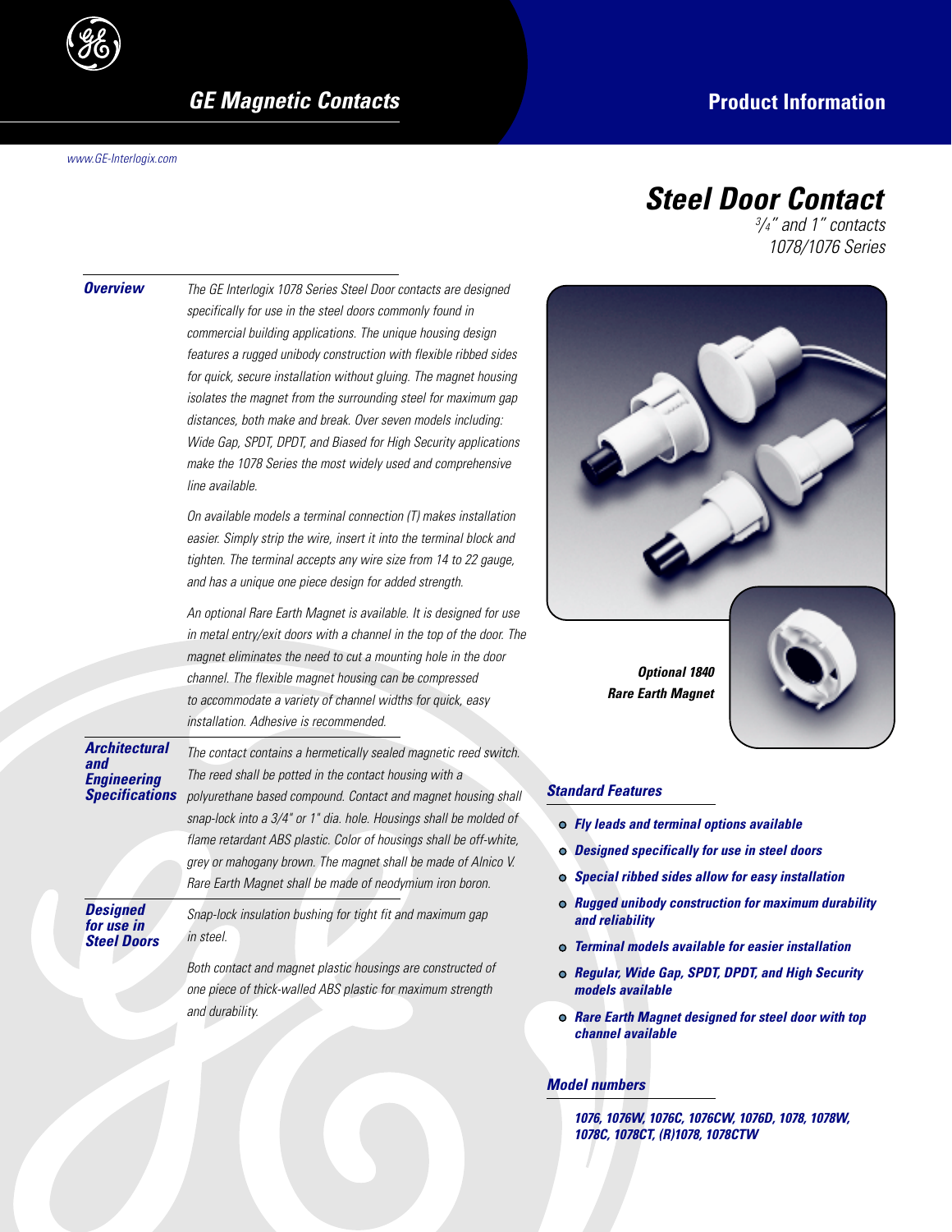# GE Magnetic Contacts

**Product Information**

www.GE-Interlogix.com

# Steel Door Contact

*3/4" and 1" contacts*
*1078/1076 Series*

## Overview

*The GE Interlogix 1078 Series Steel Door contacts are designed specifically for use in the steel doors commonly found in commercial building applications. The unique housing design features a rugged unibody construction with flexible ribbed sides for quick, secure installation without gluing. The magnet housing isolates the magnet from the surrounding steel for maximum gap distances, both make and break. Over seven models including: Wide Gap, SPDT, DPDT, and Biased for High Security applications make the 1078 Series the most widely used and comprehensive line available.*

*On available models a terminal connection (T) makes installation easier. Simply strip the wire, insert it into the terminal block and tighten. The terminal accepts any wire size from 14 to 22 gauge, and has a unique one piece design for added strength.*

*An optional Rare Earth Magnet is available. It is designed for use in metal entry/exit doors with a channel in the top of the door. The magnet eliminates the need to cut a mounting hole in the door channel. The flexible magnet housing can be compressed to accommodate a variety of channel widths for quick, easy installation. Adhesive is recommended.*

## Architectural and Engineering Specifications

*The contact contains a hermetically sealed magnetic reed switch. The reed shall be potted in the contact housing with a polyurethane based compound. Contact and magnet housing shall snap-lock into a 3/4" or 1" dia. hole. Housings shall be molded of flame retardant ABS plastic. Color of housings shall be off-white, grey or mahogany brown. The magnet shall be made of Alnico V. Rare Earth Magnet shall be made of neodymium iron boron.*

## Designed for use in Steel Doors

*Snap-lock insulation bushing for tight fit and maximum gap in steel.*

*Both contact and magnet plastic housings are constructed of one piece of thick-walled ABS plastic for maximum strength and durability.*

**Optional 1840 Rare Earth Magnet**

## Standard Features

- **Fly leads and terminal options available**
- **Designed specifically for use in steel doors**
- **Special ribbed sides allow for easy installation**
- **Rugged unibody construction for maximum durability and reliability**
- **Terminal models available for easier installation**
- **Regular, Wide Gap, SPDT, DPDT, and High Security models available**
- **Rare Earth Magnet designed for steel door with top channel available**

## Model numbers

**1076, 1076W, 1076C, 1076CW, 1076D, 1078, 1078W, 1078C, 1078CT, (R)1078, 1078CTW**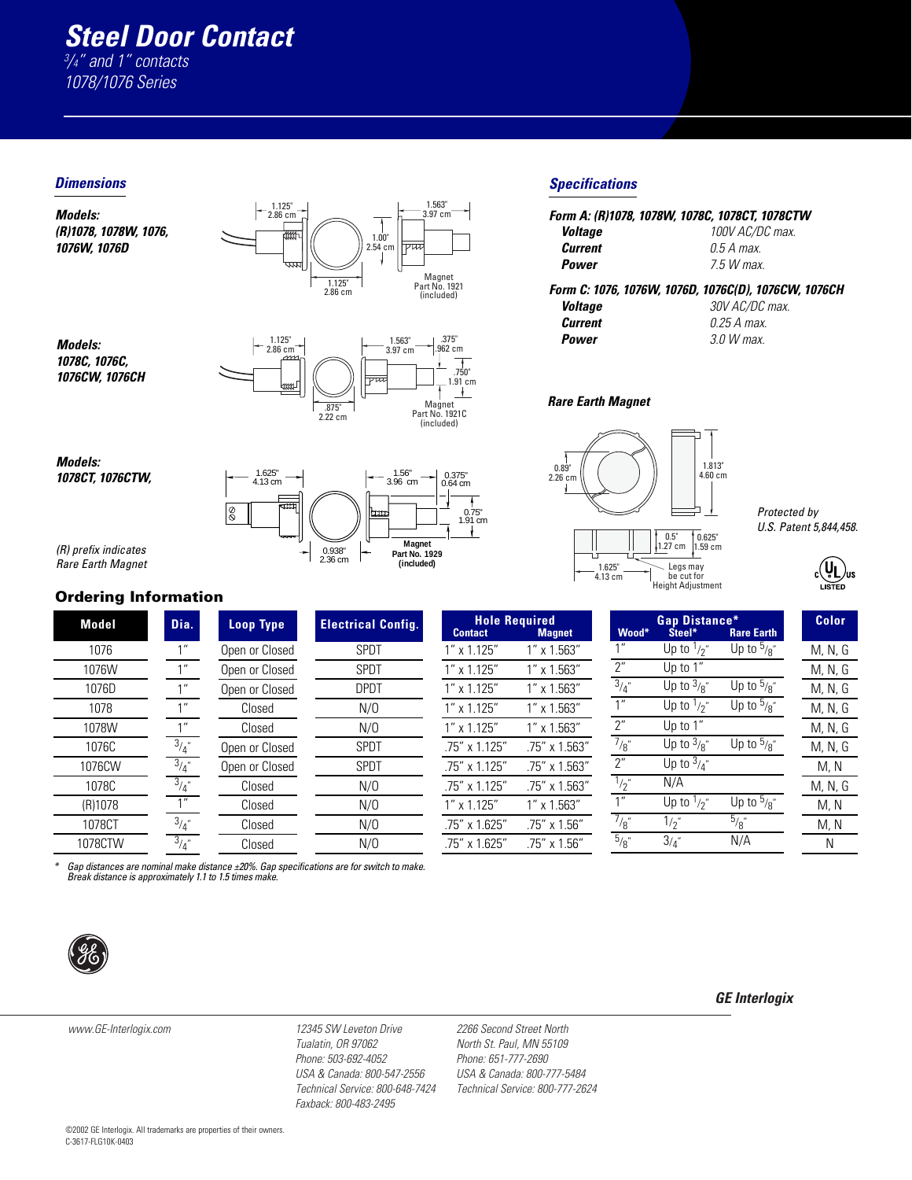# Steel Door Contact

*¾" and 1" contacts*
*1078/1076 Series*

## Dimensions

**Models:**
***(R)1078, 1078W, 1076, 1076W, 1076D***

1.125"
2.86 cm
1.00"
2.54 cm
1.125"
2.86 cm
1.563"
3.97 cm
Magnet
Part No. 1921
(included)

**Models:**
***1078C, 1076C, 1076CW, 1076CH***

1.125"
2.86 cm
.875"
2.22 cm
1.563"
3.97 cm
.375"
.962 cm
.750"
1.91 cm
Magnet
Part No. 1921C
(included)

**Models:**
***1078CT, 1076CTW,***

1.625"
4.13 cm
0.938"
2.36 cm
1.56"
3.96 cm
0.375"
0.64 cm
0.75"
1.91 cm
Magnet
Part No. 1929
(included)

*(R) prefix indicates Rare Earth Magnet*

## Specifications

***Form A: (R)1078, 1078W, 1078C, 1078CT, 1078CTW***

| | |
|---|---|
| ***Voltage*** | *100V AC/DC max.* |
| ***Current*** | *0.5 A max.* |
| ***Power*** | *7.5 W max.* |

***Form C: 1076, 1076W, 1076D, 1076C(D), 1076CW, 1076CH***

| | |
|---|---|
| ***Voltage*** | *30V AC/DC max.* |
| ***Current*** | *0.25 A max.* |
| ***Power*** | *3.0 W max.* |

***Rare Earth Magnet***

0.89"
2.26 cm
1.813"
4.60 cm
0.5"
1.27 cm
0.625"
1.59 cm
1.625"
4.13 cm
Legs may be cut for Height Adjustment

*Protected by U.S. Patent 5,844,458.*

c UL us LISTED

## Ordering Information

| Model | Dia. | Loop Type | Electrical Config. | Hole Required Contact | Hole Required Magnet | Gap Distance* Wood* | Gap Distance* Steel* | Gap Distance* Rare Earth | Color |
|---|---|---|---|---|---|---|---|---|---|
| 1076 | 1" | Open or Closed | SPDT | 1" x 1.125" | 1" x 1.563" | 1" | Up to ½" | Up to ⅝" | M, N, G |
| 1076W | 1" | Open or Closed | SPDT | 1" x 1.125" | 1" x 1.563" | 2" | Up to 1" | | M, N, G |
| 1076D | 1" | Open or Closed | DPDT | 1" x 1.125" | 1" x 1.563" | ¾" | Up to ⅜" | Up to ⅝" | M, N, G |
| 1078 | 1" | Closed | N/O | 1" x 1.125" | 1" x 1.563" | 1" | Up to ½" | Up to ⅝" | M, N, G |
| 1078W | 1" | Closed | N/O | 1" x 1.125" | 1" x 1.563" | 2" | Up to 1" | | M, N, G |
| 1076C | ¾" | Open or Closed | SPDT | .75" x 1.125" | .75" x 1.563" | ⅞" | Up to ⅜" | Up to ⅝" | M, N, G |
| 1076CW | ¾" | Open or Closed | SPDT | .75" x 1.125" | .75" x 1.563" | 2" | Up to ¾" | | M, N |
| 1078C | ¾" | Closed | N/O | .75" x 1.125" | .75" x 1.563" | ½" | N/A | | M, N, G |
| (R)1078 | 1" | Closed | N/O | 1" x 1.125" | 1" x 1.563" | 1" | Up to ½" | Up to ⅝" | M, N |
| 1078CT | ¾" | Closed | N/O | .75" x 1.625" | .75" x 1.56" | ⅞" | ½" | ⅝" | M, N |
| 1078CTW | ¾" | Closed | N/O | .75" x 1.625" | .75" x 1.56" | ⅝" | ¾" | N/A | N |

\* *Gap distances are nominal make distance ±20%. Gap specifications are for switch to make. Break distance is approximately 1.1 to 1.5 times make.*

***GE Interlogix***

*www.GE-Interlogix.com*

*12345 SW Leveton Drive*
*Tualatin, OR 97062*
*Phone: 503-692-4052*
*USA & Canada: 800-547-2556*
*Technical Service: 800-648-7424*
*Faxback: 800-483-2495*

*2266 Second Street North*
*North St. Paul, MN 55109*
*Phone: 651-777-2690*
*USA & Canada: 800-777-5484*
*Technical Service: 800-777-2624*

©2002 GE Interlogix. All trademarks are properties of their owners.
C-3617-FLG10K-0403